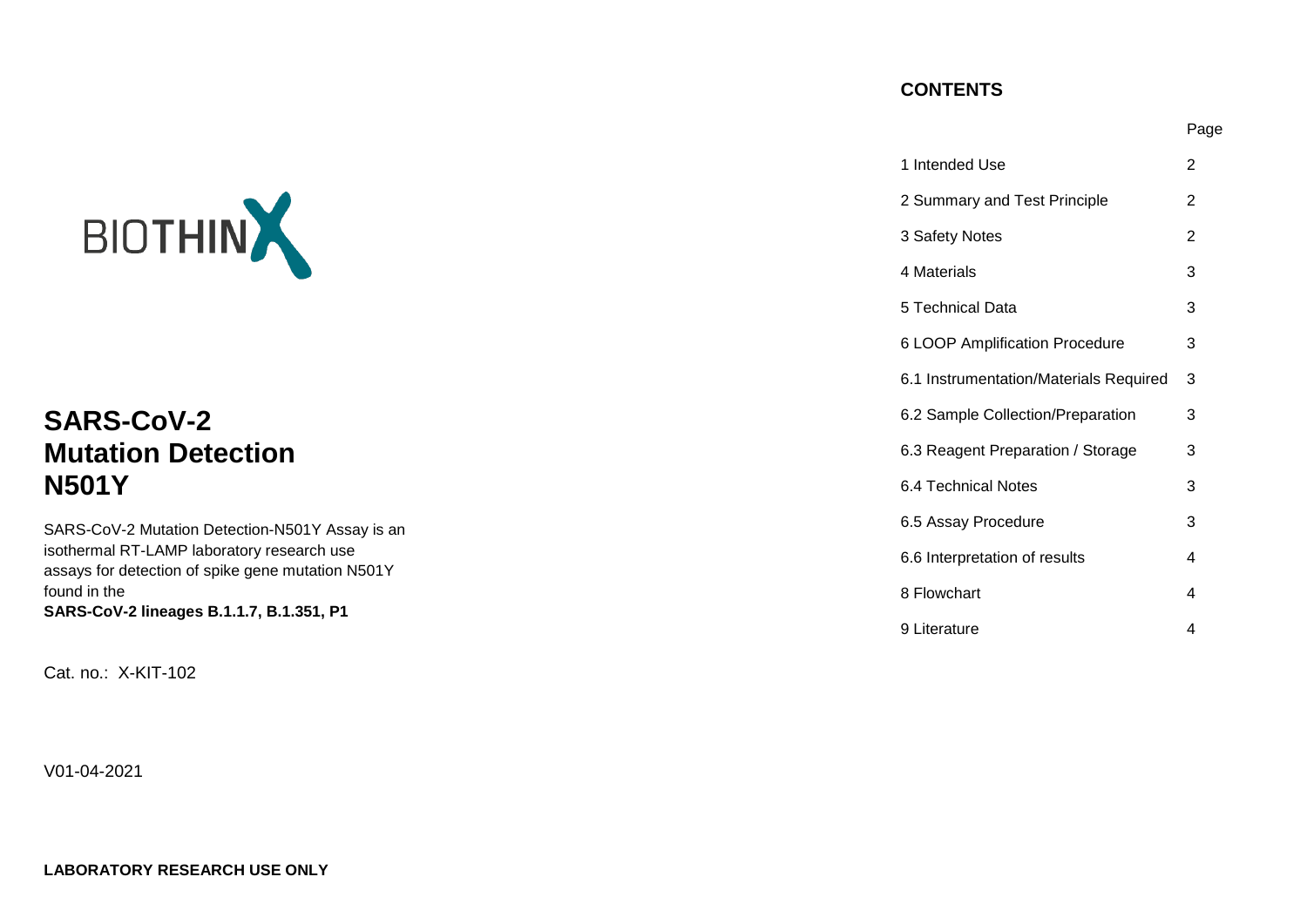BIOTHINX

# SARS-CoV-2 Mutation Detection N501Y

SARS-CoV-2 Mutation Detection-N501Y Assay is an isothermal RT-LAMP laboratory research use assays for detection of spike gene mutation N501Y found in the **SARS-CoV-2 lineages B.1.1.7, B.1.351, P1**

Cat. no.: X-KIT-102

V01-04-2021

**LABORATORY RESEARCH USE ONLY**

## CONTENTS

| | Page |
|---|---|
| 1 Intended Use | 2 |
| 2 Summary and Test Principle | 2 |
| 3 Safety Notes | 2 |
| 4 Materials | 3 |
| 5 Technical Data | 3 |
| 6 LOOP Amplification Procedure | 3 |
| 6.1 Instrumentation/Materials Required | 3 |
| 6.2 Sample Collection/Preparation | 3 |
| 6.3 Reagent Preparation / Storage | 3 |
| 6.4 Technical Notes | 3 |
| 6.5 Assay Procedure | 3 |
| 6.6 Interpretation of results | 4 |
| 8 Flowchart | 4 |
| 9 Literature | 4 |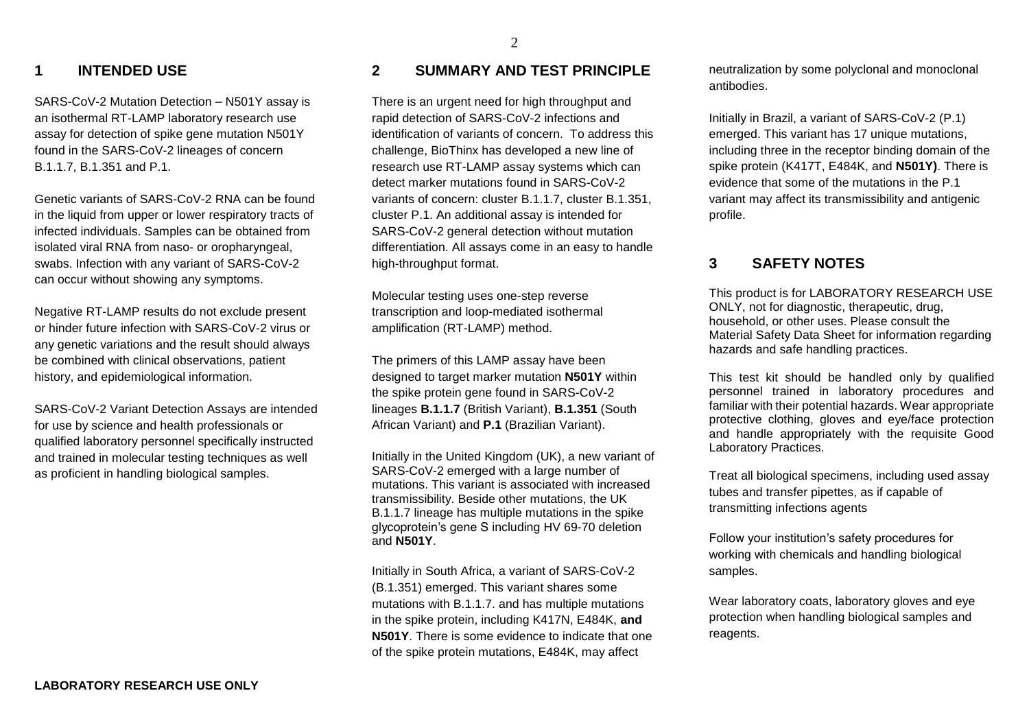## 1 INTENDED USE

SARS-CoV-2 Mutation Detection – N501Y assay is an isothermal RT-LAMP laboratory research use assay for detection of spike gene mutation N501Y found in the SARS-CoV-2 lineages of concern B.1.1.7, B.1.351 and P.1.

Genetic variants of SARS-CoV-2 RNA can be found in the liquid from upper or lower respiratory tracts of infected individuals. Samples can be obtained from isolated viral RNA from naso- or oropharyngeal, swabs. Infection with any variant of SARS-CoV-2 can occur without showing any symptoms.

Negative RT-LAMP results do not exclude present or hinder future infection with SARS-CoV-2 virus or any genetic variations and the result should always be combined with clinical observations, patient history, and epidemiological information.

SARS-CoV-2 Variant Detection Assays are intended for use by science and health professionals or qualified laboratory personnel specifically instructed and trained in molecular testing techniques as well as proficient in handling biological samples.

## 2 SUMMARY AND TEST PRINCIPLE

There is an urgent need for high throughput and rapid detection of SARS-CoV-2 infections and identification of variants of concern. To address this challenge, BioThinx has developed a new line of research use RT-LAMP assay systems which can detect marker mutations found in SARS-CoV-2 variants of concern: cluster B.1.1.7, cluster B.1.351, cluster P.1. An additional assay is intended for SARS-CoV-2 general detection without mutation differentiation. All assays come in an easy to handle high-throughput format.

Molecular testing uses one-step reverse transcription and loop-mediated isothermal amplification (RT-LAMP) method.

The primers of this LAMP assay have been designed to target marker mutation **N501Y** within the spike protein gene found in SARS-CoV-2 lineages **B.1.1.7** (British Variant), **B.1.351** (South African Variant) and **P.1** (Brazilian Variant).

Initially in the United Kingdom (UK), a new variant of SARS-CoV-2 emerged with a large number of mutations. This variant is associated with increased transmissibility. Beside other mutations, the UK B.1.1.7 lineage has multiple mutations in the spike glycoprotein's gene S including HV 69-70 deletion and **N501Y**.

Initially in South Africa, a variant of SARS-CoV-2 (B.1.351) emerged. This variant shares some mutations with B.1.1.7. and has multiple mutations in the spike protein, including K417N, E484K, **and N501Y**. There is some evidence to indicate that one of the spike protein mutations, E484K, may affect neutralization by some polyclonal and monoclonal antibodies.

Initially in Brazil, a variant of SARS-CoV-2 (P.1) emerged. This variant has 17 unique mutations, including three in the receptor binding domain of the spike protein (K417T, E484K, and **N501Y)**. There is evidence that some of the mutations in the P.1 variant may affect its transmissibility and antigenic profile.

## 3 SAFETY NOTES

This product is for LABORATORY RESEARCH USE ONLY, not for diagnostic, therapeutic, drug, household, or other uses. Please consult the Material Safety Data Sheet for information regarding hazards and safe handling practices.

This test kit should be handled only by qualified personnel trained in laboratory procedures and familiar with their potential hazards. Wear appropriate protective clothing, gloves and eye/face protection and handle appropriately with the requisite Good Laboratory Practices.

Treat all biological specimens, including used assay tubes and transfer pipettes, as if capable of transmitting infections agents

Follow your institution's safety procedures for working with chemicals and handling biological samples.

Wear laboratory coats, laboratory gloves and eye protection when handling biological samples and reagents.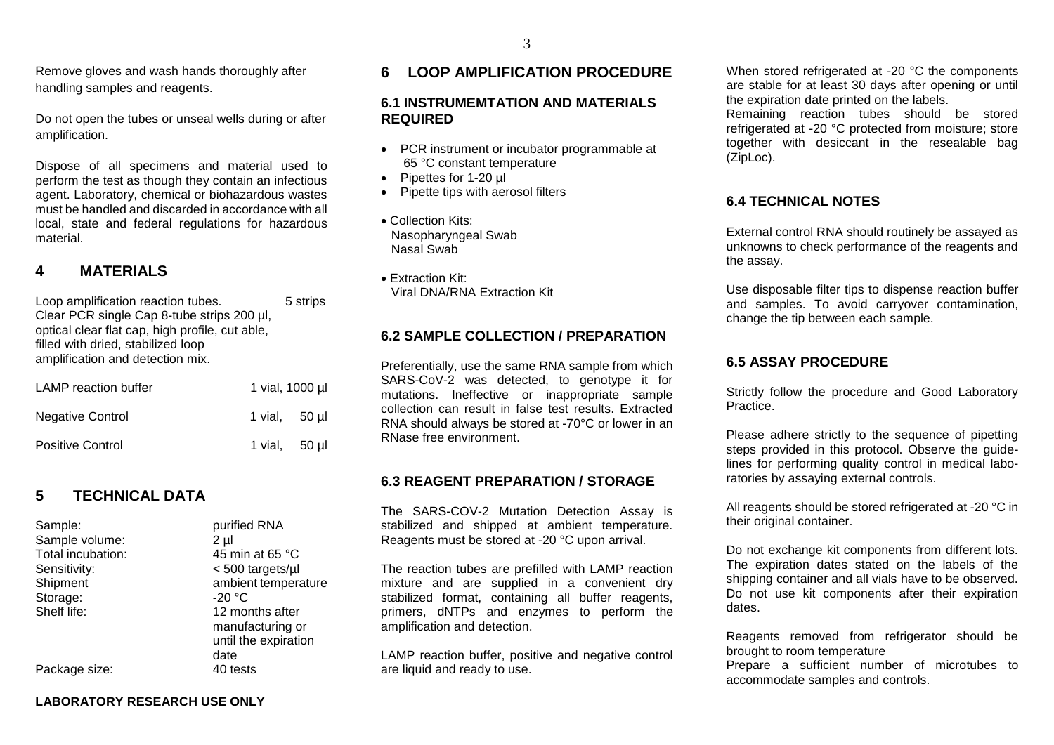Remove gloves and wash hands thoroughly after handling samples and reagents.

Do not open the tubes or unseal wells during or after amplification.

Dispose of all specimens and material used to perform the test as though they contain an infectious agent. Laboratory, chemical or biohazardous wastes must be handled and discarded in accordance with all local, state and federal regulations for hazardous material.

## 4 MATERIALS

| | |
|---|---|
| Loop amplification reaction tubes. Clear PCR single Cap 8-tube strips 200 µl, optical clear flat cap, high profile, cut able, filled with dried, stabilized loop amplification and detection mix. | 5 strips |
| LAMP reaction buffer | 1 vial, 1000 µl |
| Negative Control | 1 vial, 50 µl |
| Positive Control | 1 vial, 50 µl |

## 5 TECHNICAL DATA

| | |
|---|---|
| Sample: | purified RNA |
| Sample volume: | 2 µl |
| Total incubation: | 45 min at 65 °C |
| Sensitivity: | < 500 targets/µl |
| Shipment | ambient temperature |
| Storage: | -20 °C |
| Shelf life: | 12 months after manufacturing or until the expiration date |
| Package size: | 40 tests |

**LABORATORY RESEARCH USE ONLY**

## 6 LOOP AMPLIFICATION PROCEDURE

### 6.1 INSTRUMEMTATION AND MATERIALS REQUIRED

- PCR instrument or incubator programmable at 65 °C constant temperature
- Pipettes for 1-20 µl
- Pipette tips with aerosol filters

- Collection Kits:
  Nasopharyngeal Swab
  Nasal Swab

- Extraction Kit:
  Viral DNA/RNA Extraction Kit

### 6.2 SAMPLE COLLECTION / PREPARATION

Preferentially, use the same RNA sample from which SARS-CoV-2 was detected, to genotype it for mutations. Ineffective or inappropriate sample collection can result in false test results. Extracted RNA should always be stored at -70°C or lower in an RNase free environment.

### 6.3 REAGENT PREPARATION / STORAGE

The SARS-COV-2 Mutation Detection Assay is stabilized and shipped at ambient temperature. Reagents must be stored at -20 °C upon arrival.

The reaction tubes are prefilled with LAMP reaction mixture and are supplied in a convenient dry stabilized format, containing all buffer reagents, primers, dNTPs and enzymes to perform the amplification and detection.

LAMP reaction buffer, positive and negative control are liquid and ready to use.

When stored refrigerated at -20 °C the components are stable for at least 30 days after opening or until the expiration date printed on the labels.
Remaining reaction tubes should be stored refrigerated at -20 °C protected from moisture; store together with desiccant in the resealable bag (ZipLoc).

### 6.4 TECHNICAL NOTES

External control RNA should routinely be assayed as unknowns to check performance of the reagents and the assay.

Use disposable filter tips to dispense reaction buffer and samples. To avoid carryover contamination, change the tip between each sample.

### 6.5 ASSAY PROCEDURE

Strictly follow the procedure and Good Laboratory Practice.

Please adhere strictly to the sequence of pipetting steps provided in this protocol. Observe the guidelines for performing quality control in medical laboratories by assaying external controls.

All reagents should be stored refrigerated at -20 °C in their original container.

Do not exchange kit components from different lots. The expiration dates stated on the labels of the shipping container and all vials have to be observed. Do not use kit components after their expiration dates.

Reagents removed from refrigerator should be brought to room temperature
Prepare a sufficient number of microtubes to accommodate samples and controls.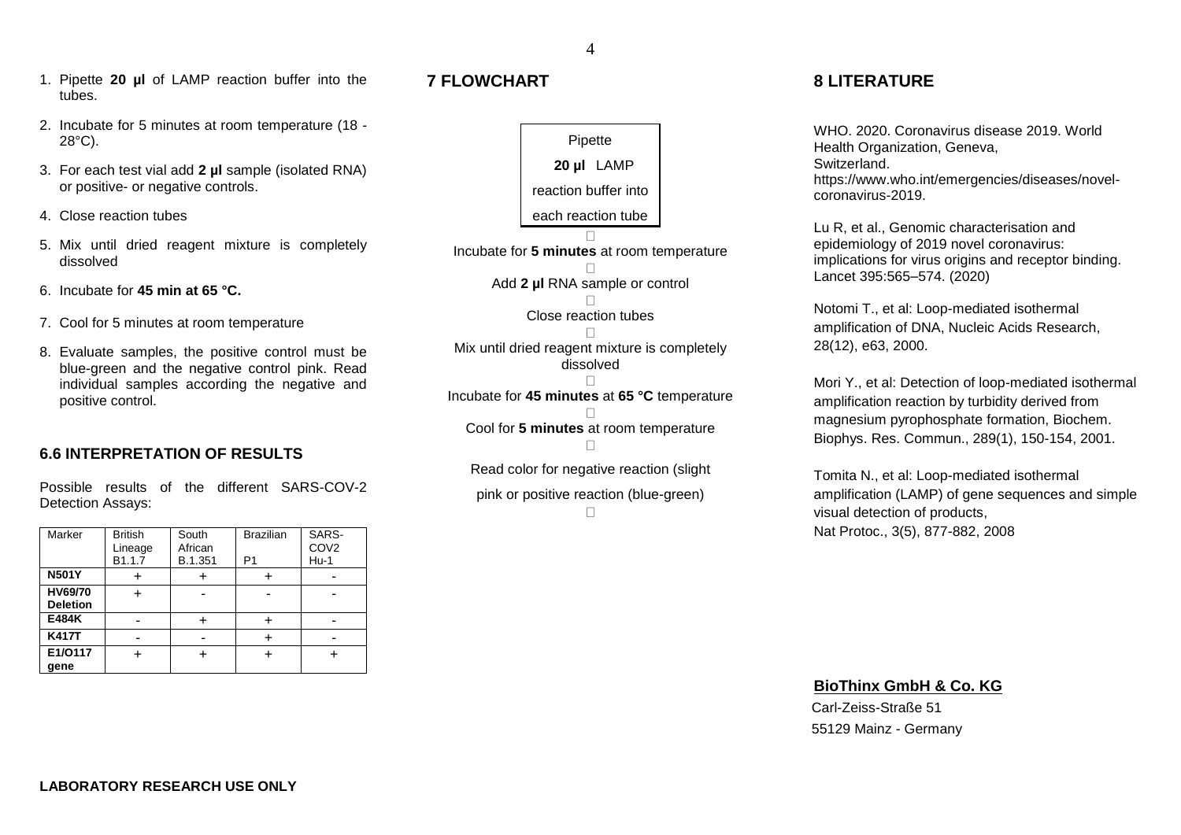1. Pipette **20 µl** of LAMP reaction buffer into the tubes.
2. Incubate for 5 minutes at room temperature (18 - 28°C).
3. For each test vial add **2 µl** sample (isolated RNA) or positive- or negative controls.
4. Close reaction tubes
5. Mix until dried reagent mixture is completely dissolved
6. Incubate for **45 min at 65 °C.**
7. Cool for 5 minutes at room temperature
8. Evaluate samples, the positive control must be blue-green and the negative control pink. Read individual samples according the negative and positive control.

### 6.6 INTERPRETATION OF RESULTS

Possible results of the different SARS-COV-2 Detection Assays:

| Marker | British Lineage B1.1.7 | South African B.1.351 | Brazilian P1 | SARS-COV2 Hu-1 |
|---|---|---|---|---|
| **N501Y** | + | + | + | - |
| **HV69/70 Deletion** | + | - | - | - |
| **E484K** | - | + | + | - |
| **K417T** | - | - | + | - |
| **E1/O117 gene** | + | + | + | + |

## 7 FLOWCHART

Pipette **20 µl** LAMP reaction buffer into each reaction tube

Incubate for **5 minutes** at room temperature

Add **2 µl** RNA sample or control

Close reaction tubes

Mix until dried reagent mixture is completely dissolved

Incubate for **45 minutes** at **65 °C** temperature

Cool for **5 minutes** at room temperature

Read color for negative reaction (slight pink or positive reaction (blue-green)

## 8 LITERATURE

WHO. 2020. Coronavirus disease 2019. World Health Organization, Geneva, Switzerland. https://www.who.int/emergencies/diseases/novel-coronavirus-2019.

Lu R, et al., Genomic characterisation and epidemiology of 2019 novel coronavirus: implications for virus origins and receptor binding. Lancet 395:565–574. (2020)

Notomi T., et al: Loop-mediated isothermal amplification of DNA, Nucleic Acids Research, 28(12), e63, 2000.

Mori Y., et al: Detection of loop-mediated isothermal amplification reaction by turbidity derived from magnesium pyrophosphate formation, Biochem. Biophys. Res. Commun., 289(1), 150-154, 2001.

Tomita N., et al: Loop-mediated isothermal amplification (LAMP) of gene sequences and simple visual detection of products, Nat Protoc., 3(5), 877-882, 2008

**BioThinx GmbH & Co. KG**
Carl-Zeiss-Straße 51
55129 Mainz - Germany

**LABORATORY RESEARCH USE ONLY**